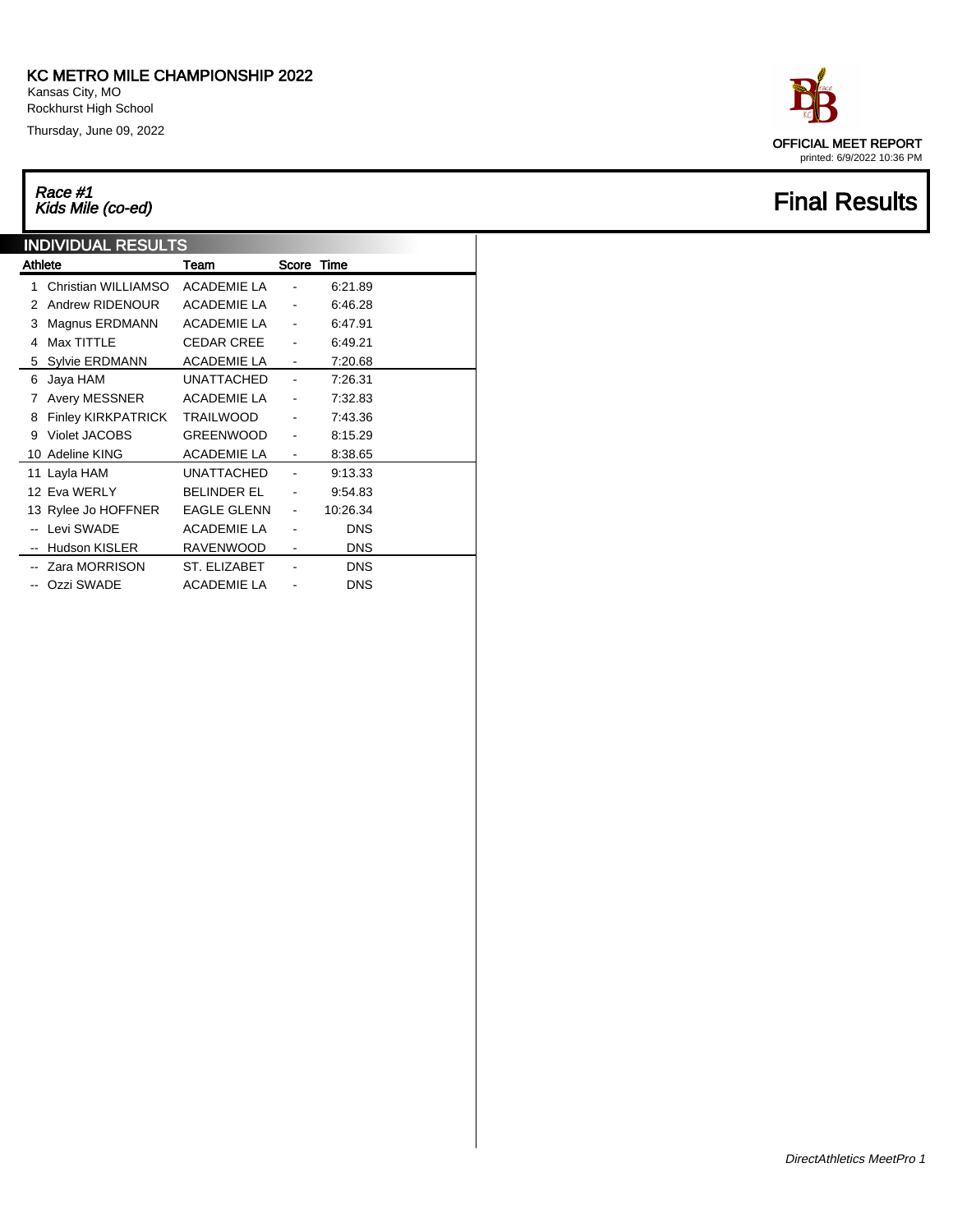# KC METRO MILE CHAMPIONSHIP 2022

Kansas City, MO
Rockhurst High School
Thursday, June 09, 2022

OFFICIAL MEET REPORT
printed: 6/9/2022 10:36 PM

## *Race #1*
## *Kids Mile (co-ed)*

## Final Results

### INDIVIDUAL RESULTS

| | Athlete | Team | Score | Time |
|---|---|---|---|---|
| 1 | Christian WILLIAMSO | ACADEMIE LA | - | 6:21.89 |
| 2 | Andrew RIDENOUR | ACADEMIE LA | - | 6:46.28 |
| 3 | Magnus ERDMANN | ACADEMIE LA | - | 6:47.91 |
| 4 | Max TITTLE | CEDAR CREE | - | 6:49.21 |
| 5 | Sylvie ERDMANN | ACADEMIE LA | - | 7:20.68 |
| 6 | Jaya HAM | UNATTACHED | - | 7:26.31 |
| 7 | Avery MESSNER | ACADEMIE LA | - | 7:32.83 |
| 8 | Finley KIRKPATRICK | TRAILWOOD | - | 7:43.36 |
| 9 | Violet JACOBS | GREENWOOD | - | 8:15.29 |
| 10 | Adeline KING | ACADEMIE LA | - | 8:38.65 |
| 11 | Layla HAM | UNATTACHED | - | 9:13.33 |
| 12 | Eva WERLY | BELINDER EL | - | 9:54.83 |
| 13 | Rylee Jo HOFFNER | EAGLE GLENN | - | 10:26.34 |
| -- | Levi SWADE | ACADEMIE LA | - | DNS |
| -- | Hudson KISLER | RAVENWOOD | - | DNS |
| -- | Zara MORRISON | ST. ELIZABET | - | DNS |
| -- | Ozzi SWADE | ACADEMIE LA | - | DNS |

*DirectAthletics MeetPro 1*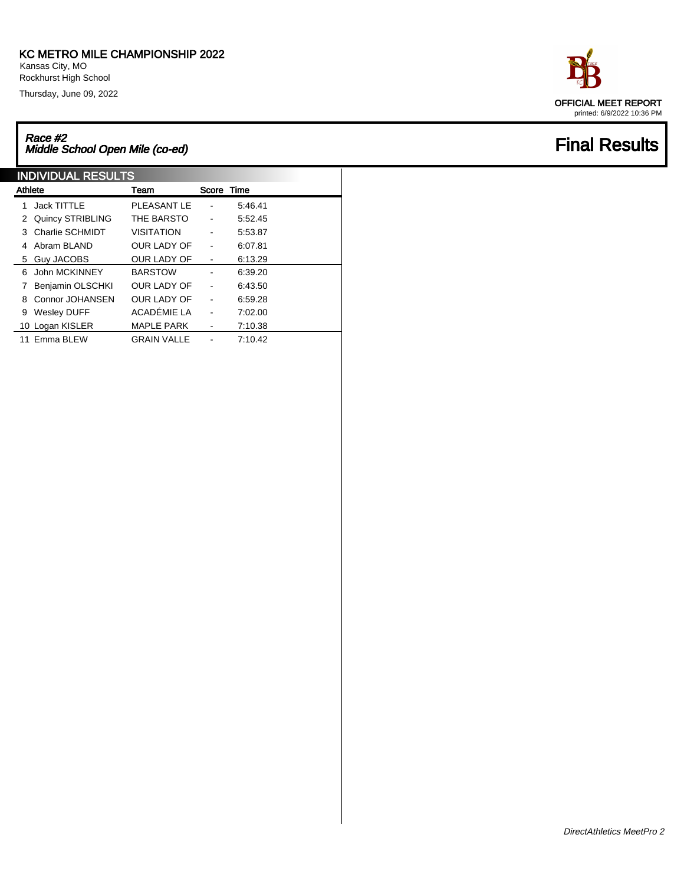# KC METRO MILE CHAMPIONSHIP 2022

Kansas City, MO
Rockhurst High School
Thursday, June 09, 2022

OFFICIAL MEET REPORT
printed: 6/9/2022 10:36 PM

## *Race #2*
## *Middle School Open Mile (co-ed)*

## Final Results

### INDIVIDUAL RESULTS

| | Athlete | Team | Score | Time |
|---|---|---|---|---|
| 1 | Jack TITTLE | PLEASANT LE | - | 5:46.41 |
| 2 | Quincy STRIBLING | THE BARSTO | - | 5:52.45 |
| 3 | Charlie SCHMIDT | VISITATION | - | 5:53.87 |
| 4 | Abram BLAND | OUR LADY OF | - | 6:07.81 |
| 5 | Guy JACOBS | OUR LADY OF | - | 6:13.29 |
| 6 | John MCKINNEY | BARSTOW | - | 6:39.20 |
| 7 | Benjamin OLSCHKI | OUR LADY OF | - | 6:43.50 |
| 8 | Connor JOHANSEN | OUR LADY OF | - | 6:59.28 |
| 9 | Wesley DUFF | ACADÉMIE LA | - | 7:02.00 |
| 10 | Logan KISLER | MAPLE PARK | - | 7:10.38 |
| 11 | Emma BLEW | GRAIN VALLE | - | 7:10.42 |

*DirectAthletics MeetPro 2*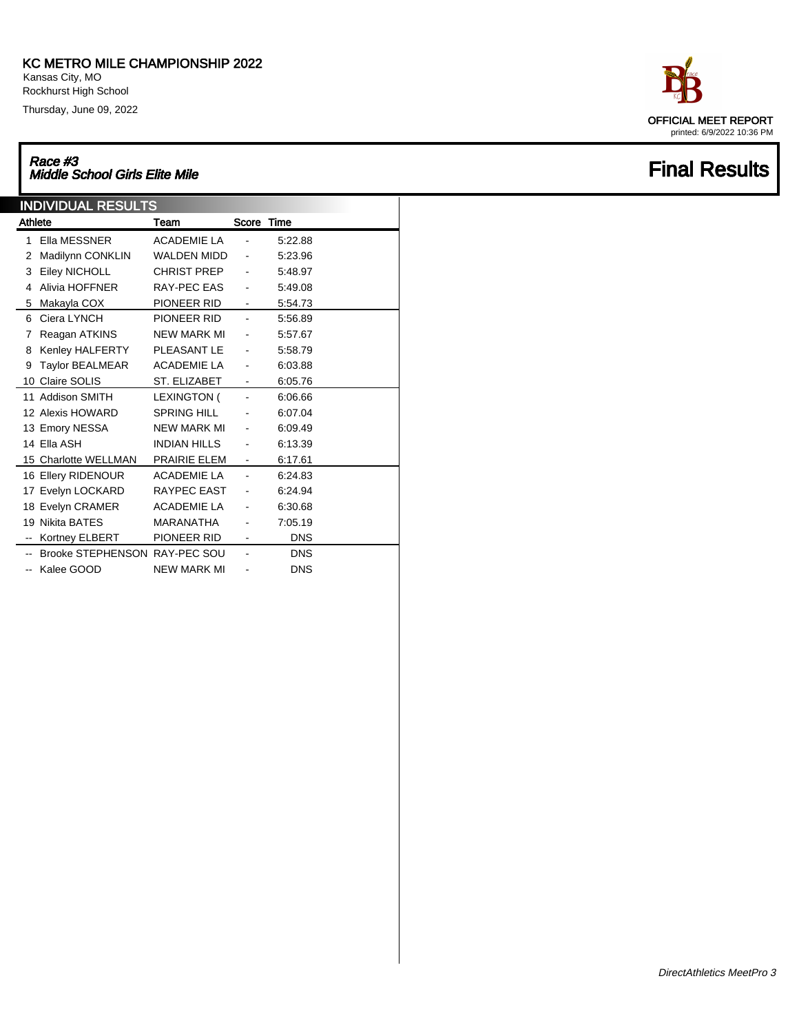# KC METRO MILE CHAMPIONSHIP 2022

Kansas City, MO
Rockhurst High School
Thursday, June 09, 2022

OFFICIAL MEET REPORT
printed: 6/9/2022 10:36 PM

## *Race #3*
## *Middle School Girls Elite Mile*

## Final Results

### INDIVIDUAL RESULTS

| | Athlete | Team | Score | Time |
|---|---|---|---|---|
| 1 | Ella MESSNER | ACADEMIE LA | - | 5:22.88 |
| 2 | Madilynn CONKLIN | WALDEN MIDD | - | 5:23.96 |
| 3 | Eiley NICHOLL | CHRIST PREP | - | 5:48.97 |
| 4 | Alivia HOFFNER | RAY-PEC EAS | - | 5:49.08 |
| 5 | Makayla COX | PIONEER RID | - | 5:54.73 |
| 6 | Ciera LYNCH | PIONEER RID | - | 5:56.89 |
| 7 | Reagan ATKINS | NEW MARK MI | - | 5:57.67 |
| 8 | Kenley HALFERTY | PLEASANT LE | - | 5:58.79 |
| 9 | Taylor BEALMEAR | ACADEMIE LA | - | 6:03.88 |
| 10 | Claire SOLIS | ST. ELIZABET | - | 6:05.76 |
| 11 | Addison SMITH | LEXINGTON ( | - | 6:06.66 |
| 12 | Alexis HOWARD | SPRING HILL | - | 6:07.04 |
| 13 | Emory NESSA | NEW MARK MI | - | 6:09.49 |
| 14 | Ella ASH | INDIAN HILLS | - | 6:13.39 |
| 15 | Charlotte WELLMAN | PRAIRIE ELEM | - | 6:17.61 |
| 16 | Ellery RIDENOUR | ACADEMIE LA | - | 6:24.83 |
| 17 | Evelyn LOCKARD | RAYPEC EAST | - | 6:24.94 |
| 18 | Evelyn CRAMER | ACADEMIE LA | - | 6:30.68 |
| 19 | Nikita BATES | MARANATHA | - | 7:05.19 |
| -- | Kortney ELBERT | PIONEER RID | - | DNS |
| -- | Brooke STEPHENSON | RAY-PEC SOU | - | DNS |
| -- | Kalee GOOD | NEW MARK MI | - | DNS |

*DirectAthletics MeetPro 3*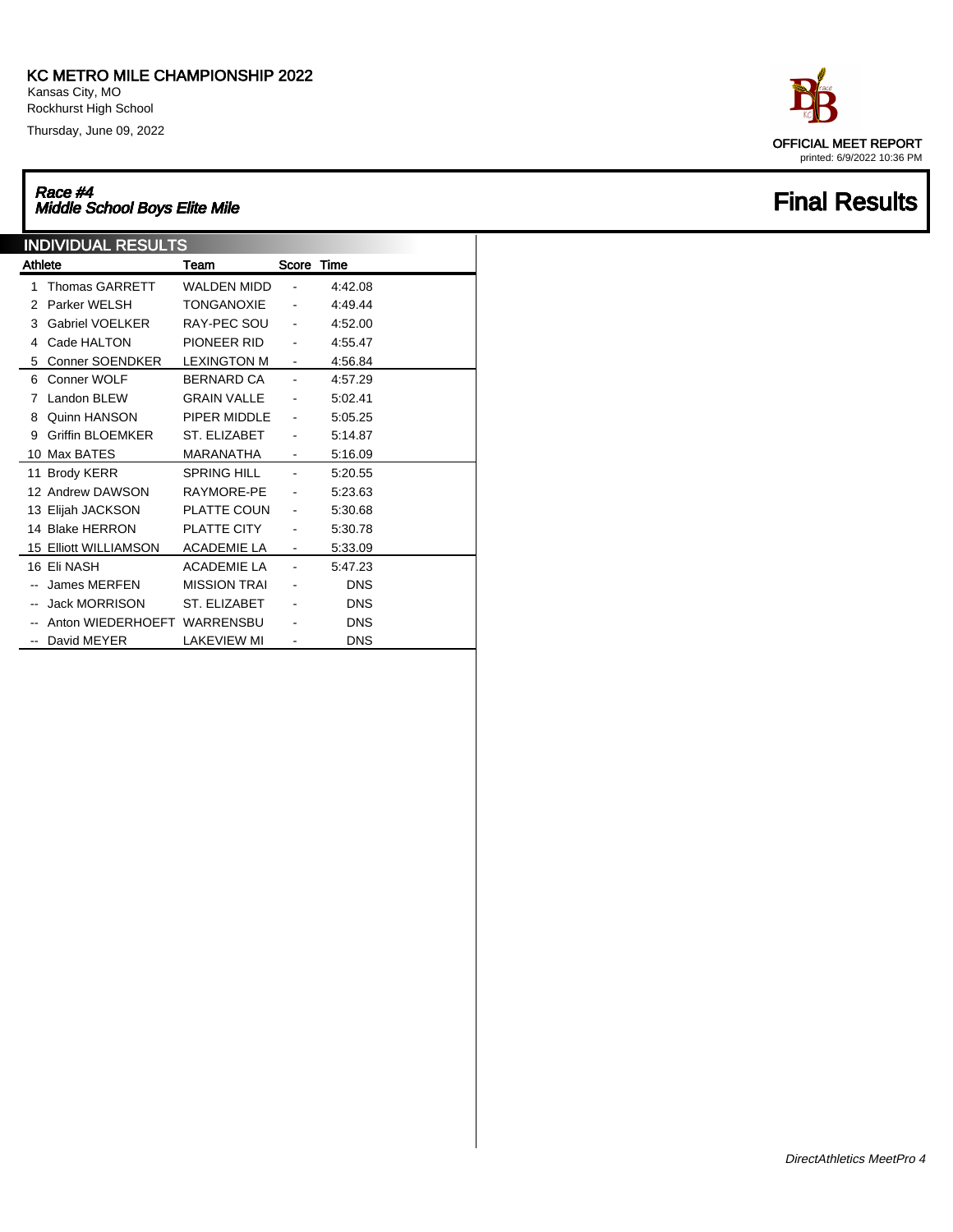# KC METRO MILE CHAMPIONSHIP 2022

Kansas City, MO
Rockhurst High School
Thursday, June 09, 2022

OFFICIAL MEET REPORT
printed: 6/9/2022 10:36 PM

## *Race #4*
## *Middle School Boys Elite Mile*

## Final Results

### INDIVIDUAL RESULTS

| | Athlete | Team | Score | Time |
|---|---|---|---|---|
| 1 | Thomas GARRETT | WALDEN MIDD | - | 4:42.08 |
| 2 | Parker WELSH | TONGANOXIE | - | 4:49.44 |
| 3 | Gabriel VOELKER | RAY-PEC SOU | - | 4:52.00 |
| 4 | Cade HALTON | PIONEER RID | - | 4:55.47 |
| 5 | Conner SOENDKER | LEXINGTON M | - | 4:56.84 |
| 6 | Conner WOLF | BERNARD CA | - | 4:57.29 |
| 7 | Landon BLEW | GRAIN VALLE | - | 5:02.41 |
| 8 | Quinn HANSON | PIPER MIDDLE | - | 5:05.25 |
| 9 | Griffin BLOEMKER | ST. ELIZABET | - | 5:14.87 |
| 10 | Max BATES | MARANATHA | - | 5:16.09 |
| 11 | Brody KERR | SPRING HILL | - | 5:20.55 |
| 12 | Andrew DAWSON | RAYMORE-PE | - | 5:23.63 |
| 13 | Elijah JACKSON | PLATTE COUN | - | 5:30.68 |
| 14 | Blake HERRON | PLATTE CITY | - | 5:30.78 |
| 15 | Elliott WILLIAMSON | ACADEMIE LA | - | 5:33.09 |
| 16 | Eli NASH | ACADEMIE LA | - | 5:47.23 |
| -- | James MERFEN | MISSION TRAI | - | DNS |
| -- | Jack MORRISON | ST. ELIZABET | - | DNS |
| -- | Anton WIEDERHOEFT | WARRENSBU | - | DNS |
| -- | David MEYER | LAKEVIEW MI | - | DNS |

*DirectAthletics MeetPro 4*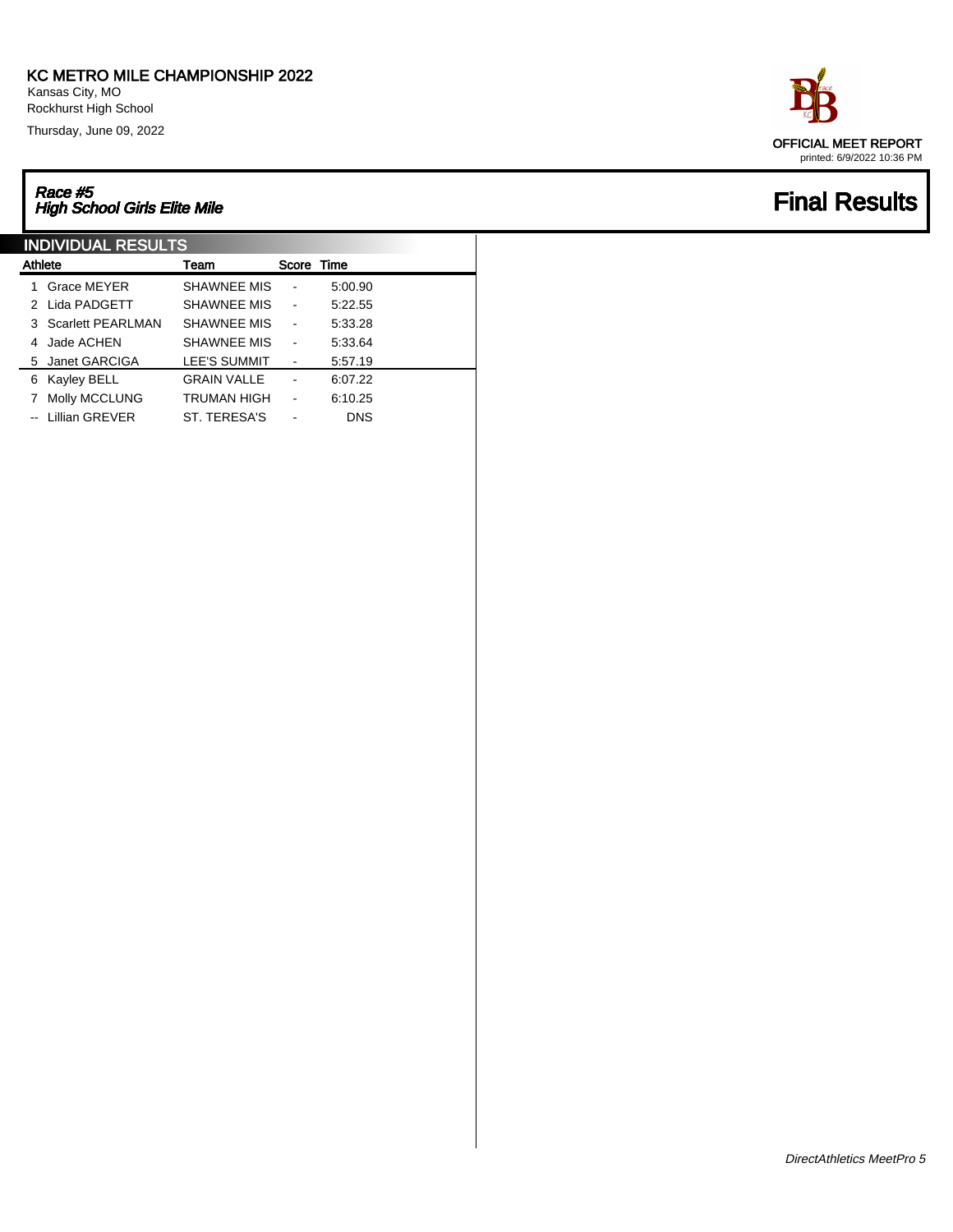KC METRO MILE CHAMPIONSHIP 2022
Kansas City, MO
Rockhurst High School
Thursday, June 09, 2022

OFFICIAL MEET REPORT
printed: 6/9/2022 10:36 PM

## Race #5
## High School Girls Elite Mile

# Final Results

### INDIVIDUAL RESULTS

| | Athlete | Team | Score | Time |
|---|---|---|---|---|
| 1 | Grace MEYER | SHAWNEE MIS | - | 5:00.90 |
| 2 | Lida PADGETT | SHAWNEE MIS | - | 5:22.55 |
| 3 | Scarlett PEARLMAN | SHAWNEE MIS | - | 5:33.28 |
| 4 | Jade ACHEN | SHAWNEE MIS | - | 5:33.64 |
| 5 | Janet GARCIGA | LEE'S SUMMIT | - | 5:57.19 |
| 6 | Kayley BELL | GRAIN VALLE | - | 6:07.22 |
| 7 | Molly MCCLUNG | TRUMAN HIGH | - | 6:10.25 |
| -- | Lillian GREVER | ST. TERESA'S | - | DNS |

DirectAthletics MeetPro 5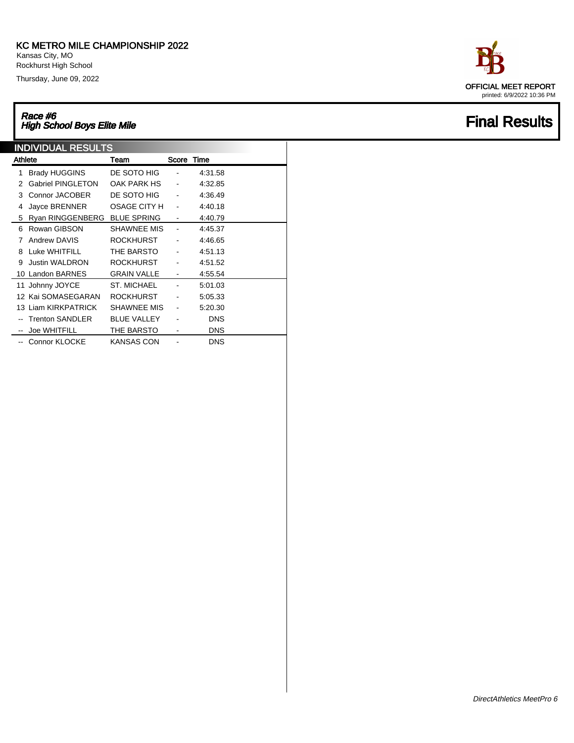# KC METRO MILE CHAMPIONSHIP 2022

Kansas City, MO
Rockhurst High School
Thursday, June 09, 2022

OFFICIAL MEET REPORT
printed: 6/9/2022 10:36 PM

## *Race #6*
## *High School Boys Elite Mile*

## Final Results

### INDIVIDUAL RESULTS

| | Athlete | Team | Score | Time |
|---|---|---|---|---|
| 1 | Brady HUGGINS | DE SOTO HIG | - | 4:31.58 |
| 2 | Gabriel PINGLETON | OAK PARK HS | - | 4:32.85 |
| 3 | Connor JACOBER | DE SOTO HIG | - | 4:36.49 |
| 4 | Jayce BRENNER | OSAGE CITY H | - | 4:40.18 |
| 5 | Ryan RINGGENBERG | BLUE SPRING | - | 4:40.79 |
| 6 | Rowan GIBSON | SHAWNEE MIS | - | 4:45.37 |
| 7 | Andrew DAVIS | ROCKHURST | - | 4:46.65 |
| 8 | Luke WHITFILL | THE BARSTO | - | 4:51.13 |
| 9 | Justin WALDRON | ROCKHURST | - | 4:51.52 |
| 10 | Landon BARNES | GRAIN VALLE | - | 4:55.54 |
| 11 | Johnny JOYCE | ST. MICHAEL | - | 5:01.03 |
| 12 | Kai SOMASEGARAN | ROCKHURST | - | 5:05.33 |
| 13 | Liam KIRKPATRICK | SHAWNEE MIS | - | 5:20.30 |
| -- | Trenton SANDLER | BLUE VALLEY | - | DNS |
| -- | Joe WHITFILL | THE BARSTO | - | DNS |
| -- | Connor KLOCKE | KANSAS CON | - | DNS |

*DirectAthletics MeetPro 6*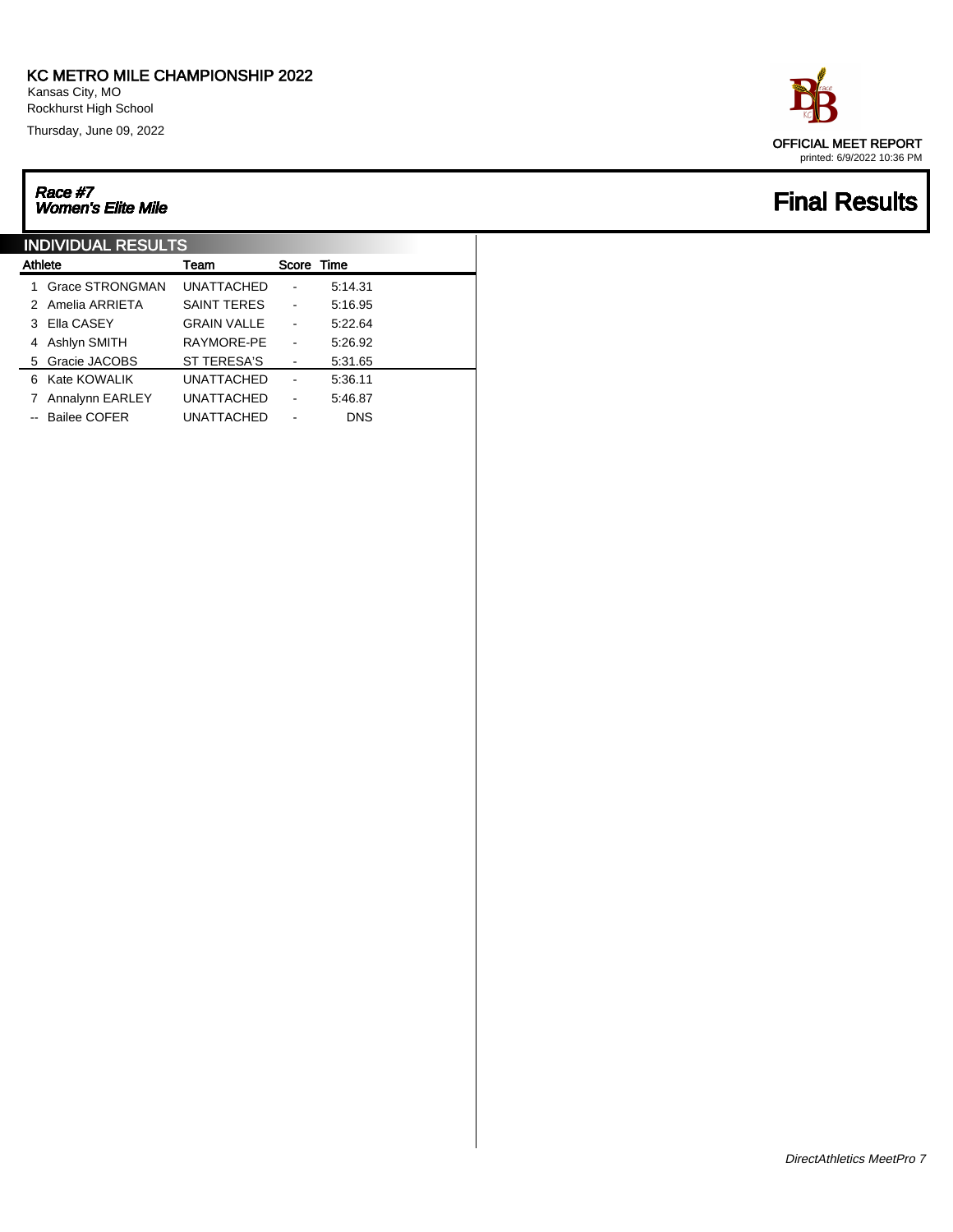# KC METRO MILE CHAMPIONSHIP 2022

Kansas City, MO
Rockhurst High School
Thursday, June 09, 2022

OFFICIAL MEET REPORT
printed: 6/9/2022 10:36 PM

## *Race #7*
## *Women's Elite Mile*

## Final Results

### INDIVIDUAL RESULTS

| | Athlete | Team | Score | Time |
|---|---|---|---|---|
| 1 | Grace STRONGMAN | UNATTACHED | - | 5:14.31 |
| 2 | Amelia ARRIETA | SAINT TERES | - | 5:16.95 |
| 3 | Ella CASEY | GRAIN VALLE | - | 5:22.64 |
| 4 | Ashlyn SMITH | RAYMORE-PE | - | 5:26.92 |
| 5 | Gracie JACOBS | ST TERESA'S | - | 5:31.65 |
| 6 | Kate KOWALIK | UNATTACHED | - | 5:36.11 |
| 7 | Annalynn EARLEY | UNATTACHED | - | 5:46.87 |
| -- | Bailee COFER | UNATTACHED | - | DNS |

*DirectAthletics MeetPro 7*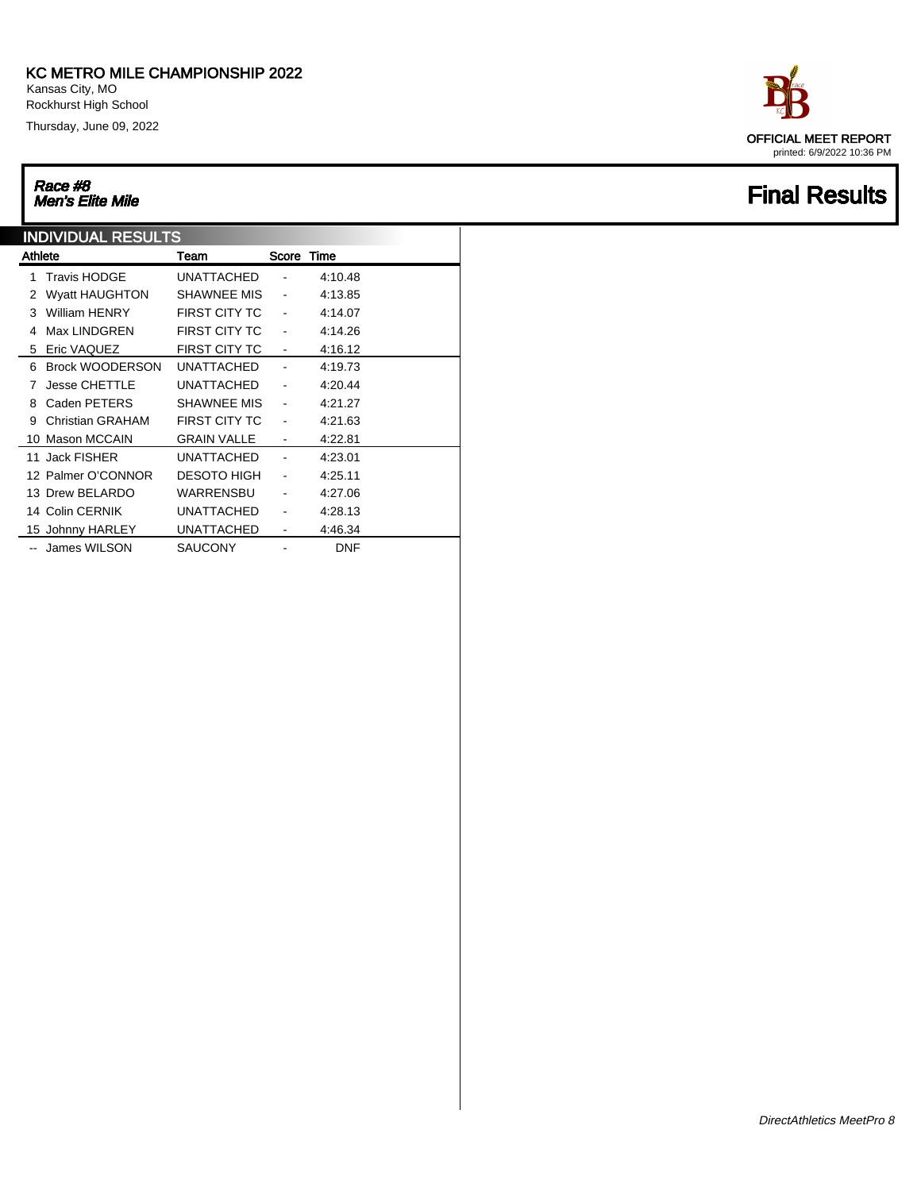# KC METRO MILE CHAMPIONSHIP 2022

Kansas City, MO
Rockhurst High School
Thursday, June 09, 2022

OFFICIAL MEET REPORT
printed: 6/9/2022 10:36 PM

***Race #8***
***Men's Elite Mile***

## Final Results

### INDIVIDUAL RESULTS

| | Athlete | Team | Score | Time |
|---|---|---|---|---|
| 1 | Travis HODGE | UNATTACHED | - | 4:10.48 |
| 2 | Wyatt HAUGHTON | SHAWNEE MIS | - | 4:13.85 |
| 3 | William HENRY | FIRST CITY TC | - | 4:14.07 |
| 4 | Max LINDGREN | FIRST CITY TC | - | 4:14.26 |
| 5 | Eric VAQUEZ | FIRST CITY TC | - | 4:16.12 |
| 6 | Brock WOODERSON | UNATTACHED | - | 4:19.73 |
| 7 | Jesse CHETTLE | UNATTACHED | - | 4:20.44 |
| 8 | Caden PETERS | SHAWNEE MIS | - | 4:21.27 |
| 9 | Christian GRAHAM | FIRST CITY TC | - | 4:21.63 |
| 10 | Mason MCCAIN | GRAIN VALLE | - | 4:22.81 |
| 11 | Jack FISHER | UNATTACHED | - | 4:23.01 |
| 12 | Palmer O'CONNOR | DESOTO HIGH | - | 4:25.11 |
| 13 | Drew BELARDO | WARRENSBU | - | 4:27.06 |
| 14 | Colin CERNIK | UNATTACHED | - | 4:28.13 |
| 15 | Johnny HARLEY | UNATTACHED | - | 4:46.34 |
| -- | James WILSON | SAUCONY | - | DNF |

*DirectAthletics MeetPro 8*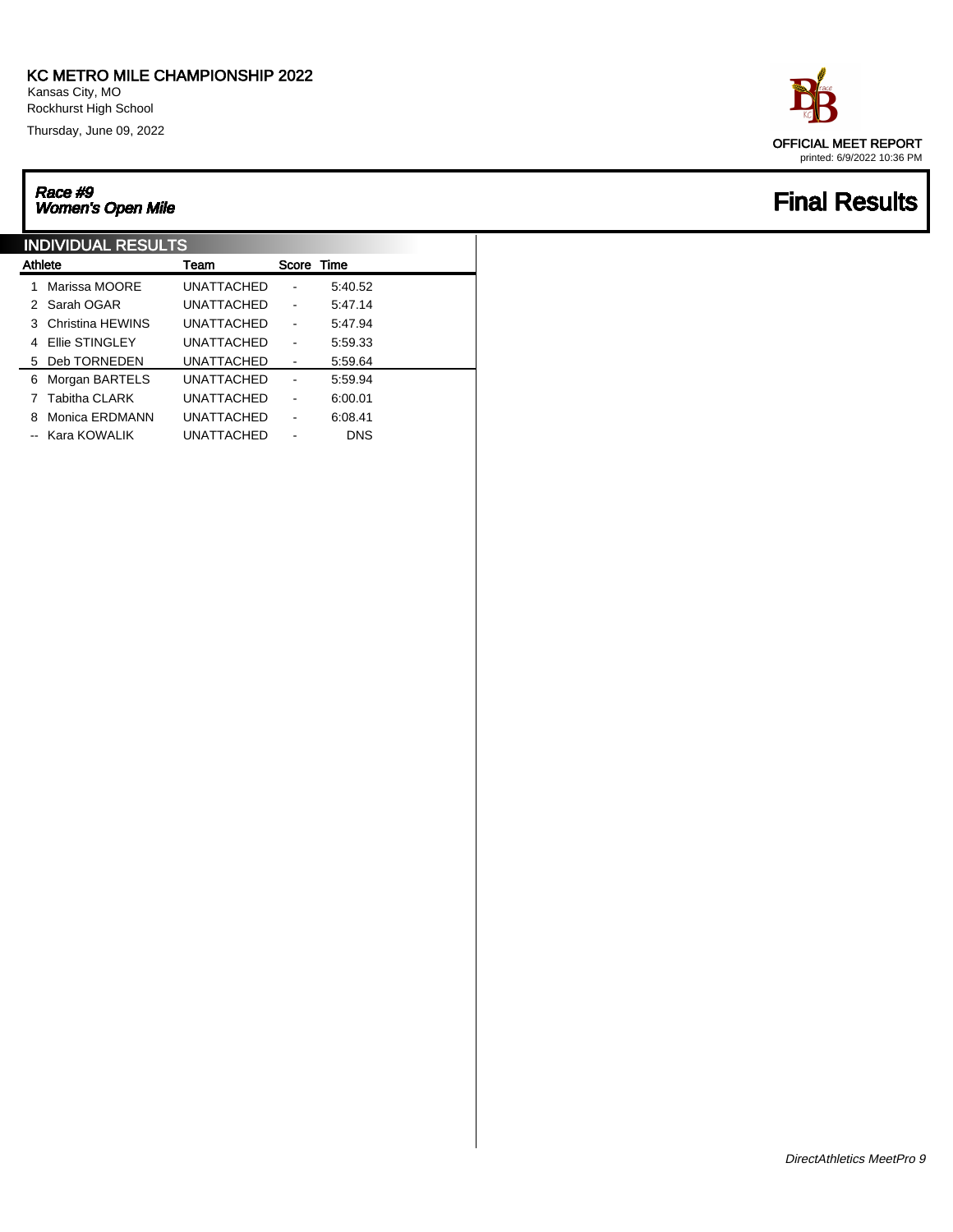# KC METRO MILE CHAMPIONSHIP 2022

Kansas City, MO
Rockhurst High School
Thursday, June 09, 2022

OFFICIAL MEET REPORT
printed: 6/9/2022 10:36 PM

## *Race #9*
## *Women's Open Mile*

## Final Results

### INDIVIDUAL RESULTS

| | Athlete | Team | Score | Time |
|---|---|---|---|---|
| 1 | Marissa MOORE | UNATTACHED | - | 5:40.52 |
| 2 | Sarah OGAR | UNATTACHED | - | 5:47.14 |
| 3 | Christina HEWINS | UNATTACHED | - | 5:47.94 |
| 4 | Ellie STINGLEY | UNATTACHED | - | 5:59.33 |
| 5 | Deb TORNEDEN | UNATTACHED | - | 5:59.64 |
| 6 | Morgan BARTELS | UNATTACHED | - | 5:59.94 |
| 7 | Tabitha CLARK | UNATTACHED | - | 6:00.01 |
| 8 | Monica ERDMANN | UNATTACHED | - | 6:08.41 |
| -- | Kara KOWALIK | UNATTACHED | - | DNS |

*DirectAthletics MeetPro 9*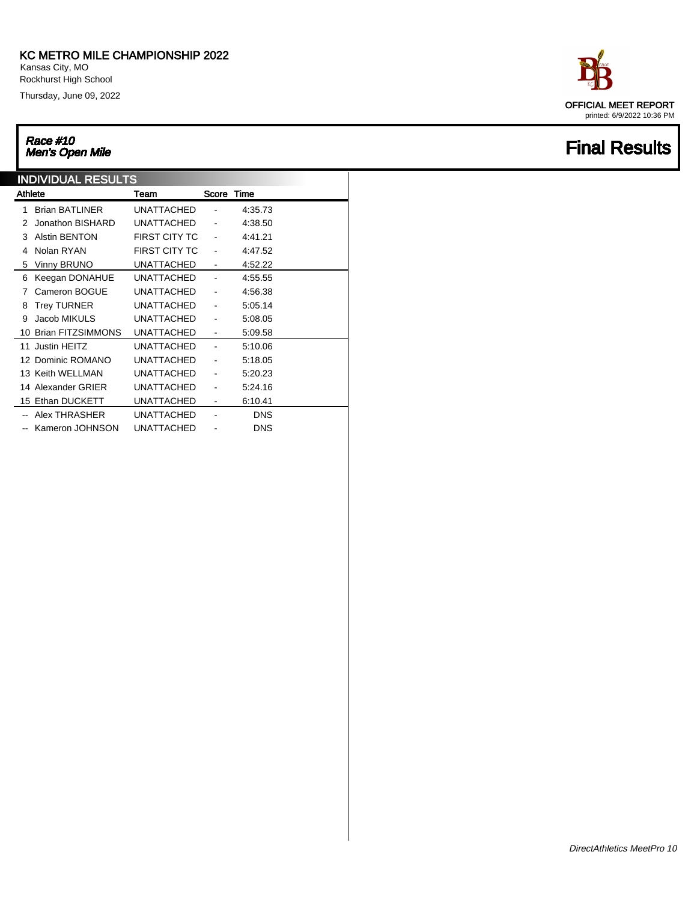KC METRO MILE CHAMPIONSHIP 2022
Kansas City, MO
Rockhurst High School
Thursday, June 09, 2022

OFFICIAL MEET REPORT
printed: 6/9/2022 10:36 PM

## *Race #10*
## *Men's Open Mile*

# Final Results

### INDIVIDUAL RESULTS

| | Athlete | Team | Score | Time |
|---|---|---|---|---|
| 1 | Brian BATLINER | UNATTACHED | - | 4:35.73 |
| 2 | Jonathon BISHARD | UNATTACHED | - | 4:38.50 |
| 3 | Alstin BENTON | FIRST CITY TC | - | 4:41.21 |
| 4 | Nolan RYAN | FIRST CITY TC | - | 4:47.52 |
| 5 | Vinny BRUNO | UNATTACHED | - | 4:52.22 |
| 6 | Keegan DONAHUE | UNATTACHED | - | 4:55.55 |
| 7 | Cameron BOGUE | UNATTACHED | - | 4:56.38 |
| 8 | Trey TURNER | UNATTACHED | - | 5:05.14 |
| 9 | Jacob MIKULS | UNATTACHED | - | 5:08.05 |
| 10 | Brian FITZSIMMONS | UNATTACHED | - | 5:09.58 |
| 11 | Justin HEITZ | UNATTACHED | - | 5:10.06 |
| 12 | Dominic ROMANO | UNATTACHED | - | 5:18.05 |
| 13 | Keith WELLMAN | UNATTACHED | - | 5:20.23 |
| 14 | Alexander GRIER | UNATTACHED | - | 5:24.16 |
| 15 | Ethan DUCKETT | UNATTACHED | - | 6:10.41 |
| -- | Alex THRASHER | UNATTACHED | - | DNS |
| -- | Kameron JOHNSON | UNATTACHED | - | DNS |

*DirectAthletics MeetPro 10*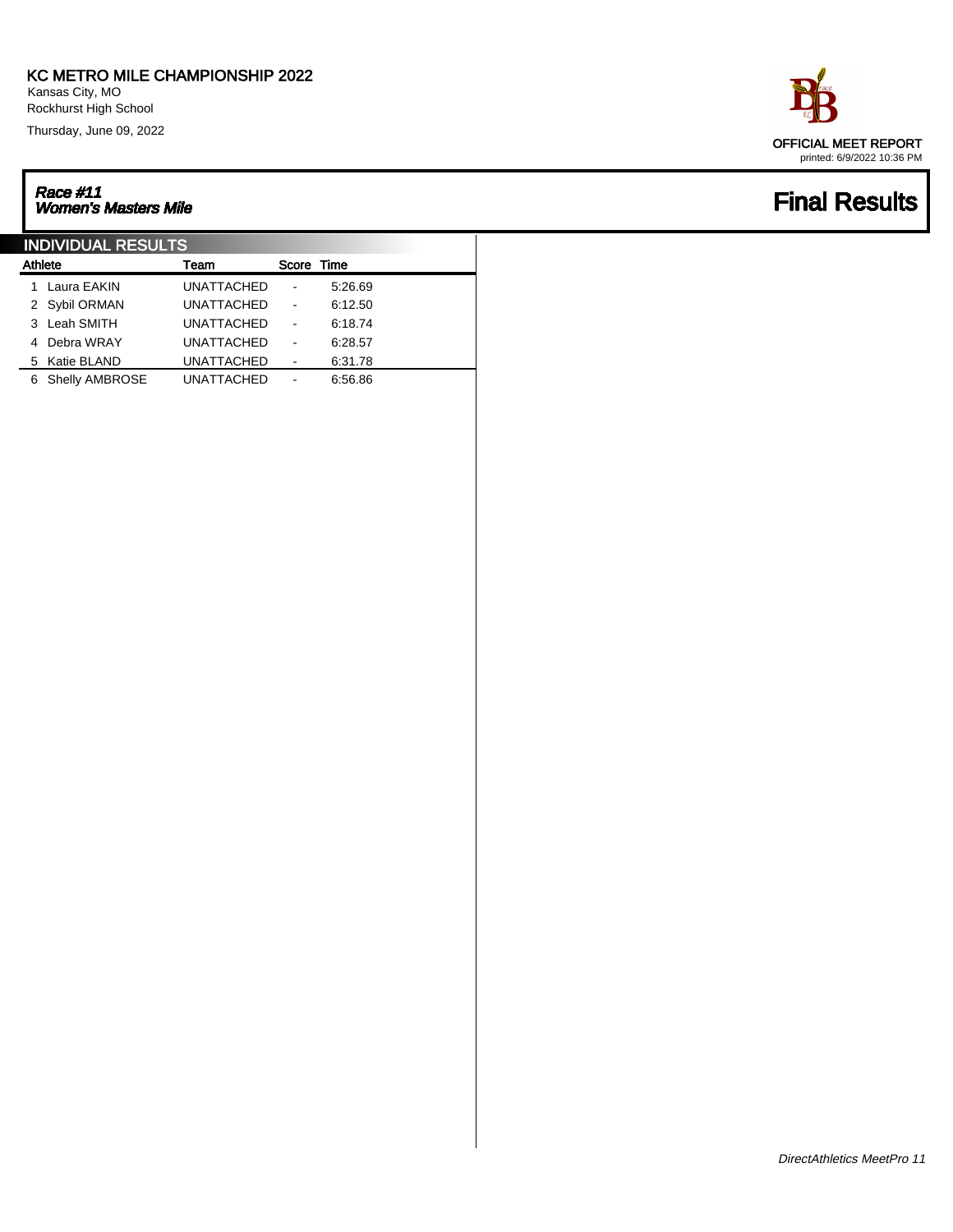# KC METRO MILE CHAMPIONSHIP 2022

Kansas City, MO
Rockhurst High School
Thursday, June 09, 2022

OFFICIAL MEET REPORT
printed: 6/9/2022 10:36 PM

## *Race #11*
## *Women's Masters Mile*

## Final Results

### INDIVIDUAL RESULTS

| | Athlete | Team | Score | Time |
|---|---|---|---|---|
| 1 | Laura EAKIN | UNATTACHED | - | 5:26.69 |
| 2 | Sybil ORMAN | UNATTACHED | - | 6:12.50 |
| 3 | Leah SMITH | UNATTACHED | - | 6:18.74 |
| 4 | Debra WRAY | UNATTACHED | - | 6:28.57 |
| 5 | Katie BLAND | UNATTACHED | - | 6:31.78 |
| 6 | Shelly AMBROSE | UNATTACHED | - | 6:56.86 |

*DirectAthletics MeetPro 11*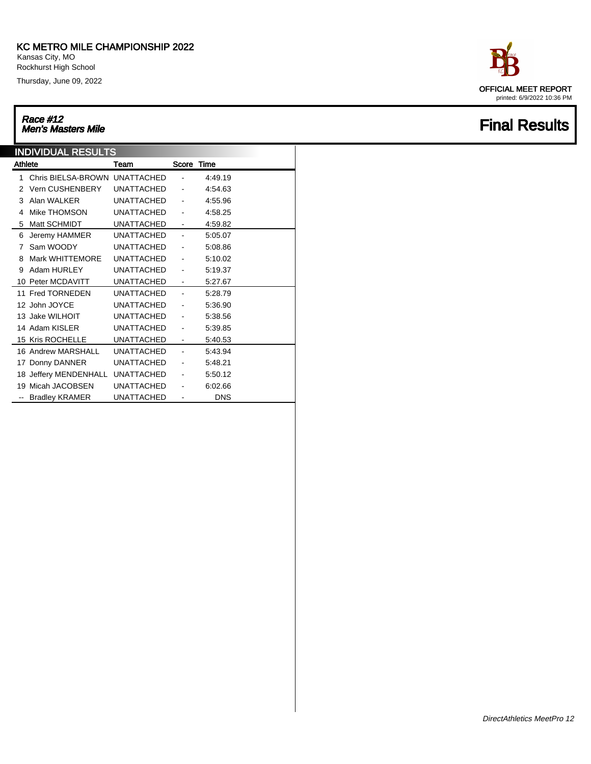# KC METRO MILE CHAMPIONSHIP 2022

Kansas City, MO
Rockhurst High School
Thursday, June 09, 2022

OFFICIAL MEET REPORT
printed: 6/9/2022 10:36 PM

## *Race #12*
## *Men's Masters Mile*

## Final Results

### INDIVIDUAL RESULTS

| | Athlete | Team | Score | Time |
|---|---|---|---|---|
| 1 | Chris BIELSA-BROWN | UNATTACHED | - | 4:49.19 |
| 2 | Vern CUSHENBERY | UNATTACHED | - | 4:54.63 |
| 3 | Alan WALKER | UNATTACHED | - | 4:55.96 |
| 4 | Mike THOMSON | UNATTACHED | - | 4:58.25 |
| 5 | Matt SCHMIDT | UNATTACHED | - | 4:59.82 |
| 6 | Jeremy HAMMER | UNATTACHED | - | 5:05.07 |
| 7 | Sam WOODY | UNATTACHED | - | 5:08.86 |
| 8 | Mark WHITTEMORE | UNATTACHED | - | 5:10.02 |
| 9 | Adam HURLEY | UNATTACHED | - | 5:19.37 |
| 10 | Peter MCDAVITT | UNATTACHED | - | 5:27.67 |
| 11 | Fred TORNEDEN | UNATTACHED | - | 5:28.79 |
| 12 | John JOYCE | UNATTACHED | - | 5:36.90 |
| 13 | Jake WILHOIT | UNATTACHED | - | 5:38.56 |
| 14 | Adam KISLER | UNATTACHED | - | 5:39.85 |
| 15 | Kris ROCHELLE | UNATTACHED | - | 5:40.53 |
| 16 | Andrew MARSHALL | UNATTACHED | - | 5:43.94 |
| 17 | Donny DANNER | UNATTACHED | - | 5:48.21 |
| 18 | Jeffery MENDENHALL | UNATTACHED | - | 5:50.12 |
| 19 | Micah JACOBSEN | UNATTACHED | - | 6:02.66 |
| -- | Bradley KRAMER | UNATTACHED | - | DNS |

*DirectAthletics MeetPro 12*